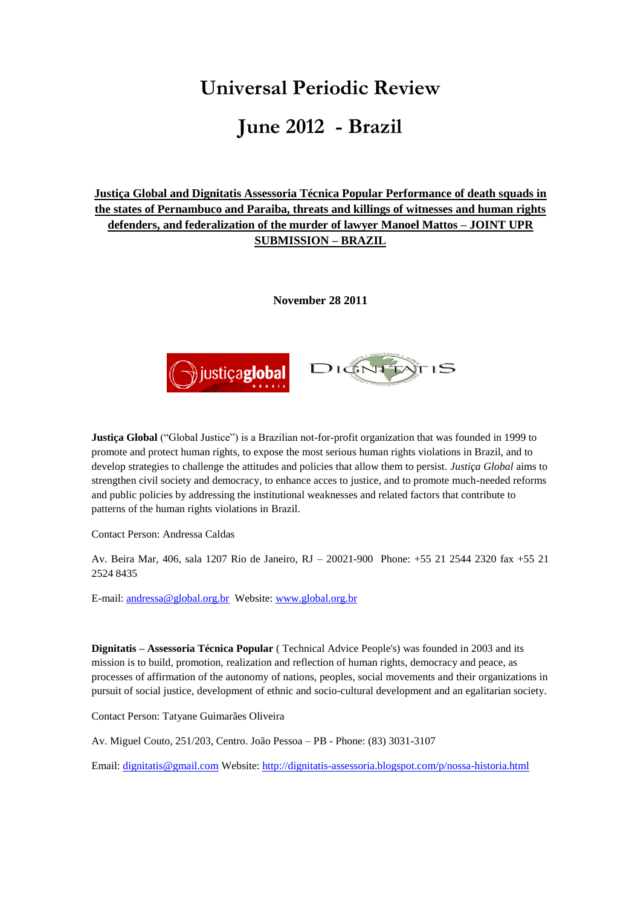# Universal Periodic Review

# June 2012 - Brazil

**Justiça Global and Dignitatis Assessoria Técnica Popular Performance of death squads in the states of Pernambuco and Paraiba, threats and killings of witnesses and human rights defenders, and federalization of the murder of lawyer Manoel Mattos – JOINT UPR SUBMISSION – BRAZIL**

**November 28 2011**

**Justiça Global** ("Global Justice") is a Brazilian not-for-profit organization that was founded in 1999 to promote and protect human rights, to expose the most serious human rights violations in Brazil, and to develop strategies to challenge the attitudes and policies that allow them to persist. *Justiça Global* aims to strengthen civil society and democracy, to enhance acces to justice, and to promote much-needed reforms and public policies by addressing the institutional weaknesses and related factors that contribute to patterns of the human rights violations in Brazil.

Contact Person: Andressa Caldas

Av. Beira Mar, 406, sala 1207 Rio de Janeiro, RJ – 20021-900 Phone: +55 21 2544 2320 fax +55 21 2524 8435

E-mail: andressa@global.org.br Website: www.global.org.br

**Dignitatis – Assessoria Técnica Popular** ( Technical Advice People's) was founded in 2003 and its mission is to build, promotion, realization and reflection of human rights, democracy and peace, as processes of affirmation of the autonomy of nations, peoples, social movements and their organizations in pursuit of social justice, development of ethnic and socio-cultural development and an egalitarian society.

Contact Person: Tatyane Guimarães Oliveira

Av. Miguel Couto, 251/203, Centro. João Pessoa – PB - Phone: (83) 3031-3107

Email: dignitatis@gmail.com Website: http://dignitatis-assessoria.blogspot.com/p/nossa-historia.html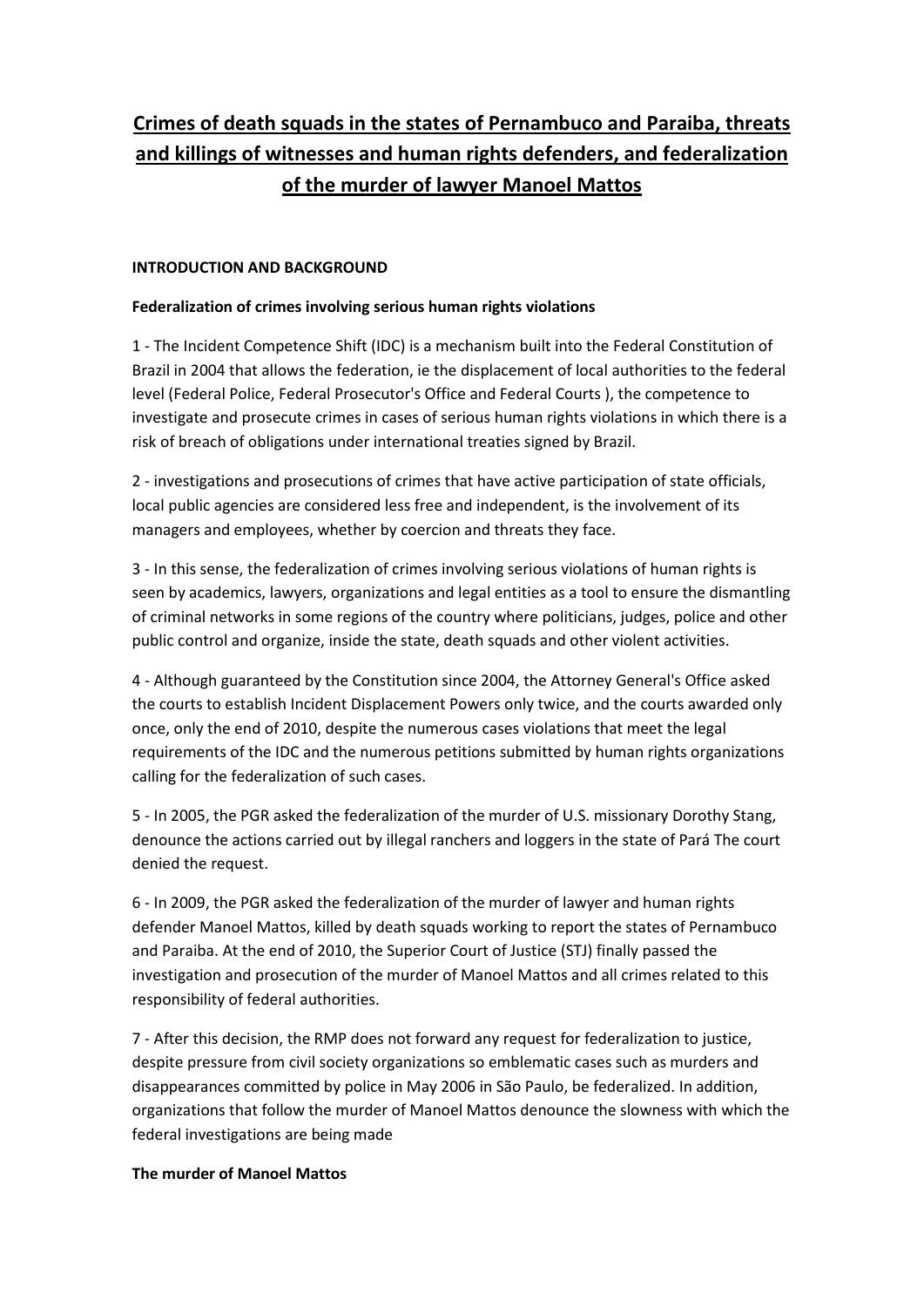# Crimes of death squads in the states of Pernambuco and Paraiba, threats and killings of witnesses and human rights defenders, and federalization of the murder of lawyer Manoel Mattos

## INTRODUCTION AND BACKGROUND

### Federalization of crimes involving serious human rights violations

1 - The Incident Competence Shift (IDC) is a mechanism built into the Federal Constitution of Brazil in 2004 that allows the federation, ie the displacement of local authorities to the federal level (Federal Police, Federal Prosecutor's Office and Federal Courts ), the competence to investigate and prosecute crimes in cases of serious human rights violations in which there is a risk of breach of obligations under international treaties signed by Brazil.

2 - investigations and prosecutions of crimes that have active participation of state officials, local public agencies are considered less free and independent, is the involvement of its managers and employees, whether by coercion and threats they face.

3 - In this sense, the federalization of crimes involving serious violations of human rights is seen by academics, lawyers, organizations and legal entities as a tool to ensure the dismantling of criminal networks in some regions of the country where politicians, judges, police and other public control and organize, inside the state, death squads and other violent activities.

4 - Although guaranteed by the Constitution since 2004, the Attorney General's Office asked the courts to establish Incident Displacement Powers only twice, and the courts awarded only once, only the end of 2010, despite the numerous cases violations that meet the legal requirements of the IDC and the numerous petitions submitted by human rights organizations calling for the federalization of such cases.

5 - In 2005, the PGR asked the federalization of the murder of U.S. missionary Dorothy Stang, denounce the actions carried out by illegal ranchers and loggers in the state of Pará The court denied the request.

6 - In 2009, the PGR asked the federalization of the murder of lawyer and human rights defender Manoel Mattos, killed by death squads working to report the states of Pernambuco and Paraiba. At the end of 2010, the Superior Court of Justice (STJ) finally passed the investigation and prosecution of the murder of Manoel Mattos and all crimes related to this responsibility of federal authorities.

7 - After this decision, the RMP does not forward any request for federalization to justice, despite pressure from civil society organizations so emblematic cases such as murders and disappearances committed by police in May 2006 in São Paulo, be federalized. In addition, organizations that follow the murder of Manoel Mattos denounce the slowness with which the federal investigations are being made

### The murder of Manoel Mattos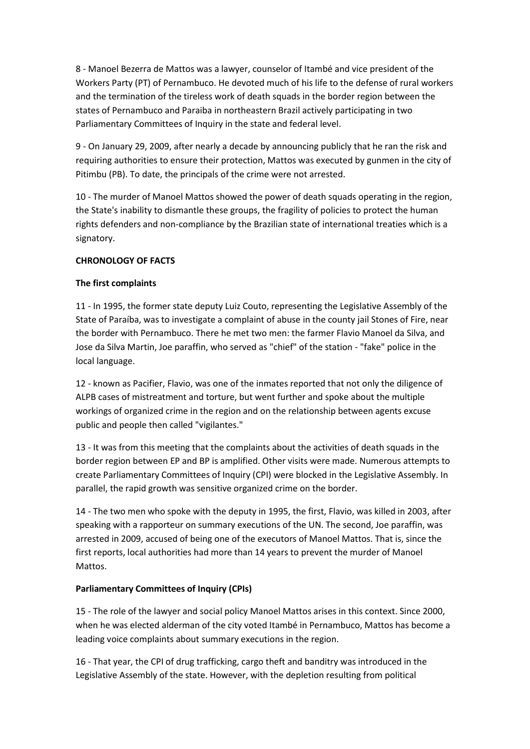8 - Manoel Bezerra de Mattos was a lawyer, counselor of Itambé and vice president of the Workers Party (PT) of Pernambuco. He devoted much of his life to the defense of rural workers and the termination of the tireless work of death squads in the border region between the states of Pernambuco and Paraiba in northeastern Brazil actively participating in two Parliamentary Committees of Inquiry in the state and federal level.

9 - On January 29, 2009, after nearly a decade by announcing publicly that he ran the risk and requiring authorities to ensure their protection, Mattos was executed by gunmen in the city of Pitimbu (PB). To date, the principals of the crime were not arrested.

10 - The murder of Manoel Mattos showed the power of death squads operating in the region, the State's inability to dismantle these groups, the fragility of policies to protect the human rights defenders and non-compliance by the Brazilian state of international treaties which is a signatory.

**CHRONOLOGY OF FACTS**

**The first complaints**

11 - In 1995, the former state deputy Luiz Couto, representing the Legislative Assembly of the State of Paraíba, was to investigate a complaint of abuse in the county jail Stones of Fire, near the border with Pernambuco. There he met two men: the farmer Flavio Manoel da Silva, and Jose da Silva Martin, Joe paraffin, who served as "chief" of the station - "fake" police in the local language.

12 - known as Pacifier, Flavio, was one of the inmates reported that not only the diligence of ALPB cases of mistreatment and torture, but went further and spoke about the multiple workings of organized crime in the region and on the relationship between agents excuse public and people then called "vigilantes."

13 - It was from this meeting that the complaints about the activities of death squads in the border region between EP and BP is amplified. Other visits were made. Numerous attempts to create Parliamentary Committees of Inquiry (CPI) were blocked in the Legislative Assembly. In parallel, the rapid growth was sensitive organized crime on the border.

14 - The two men who spoke with the deputy in 1995, the first, Flavio, was killed in 2003, after speaking with a rapporteur on summary executions of the UN. The second, Joe paraffin, was arrested in 2009, accused of being one of the executors of Manoel Mattos. That is, since the first reports, local authorities had more than 14 years to prevent the murder of Manoel Mattos.

**Parliamentary Committees of Inquiry (CPIs)**

15 - The role of the lawyer and social policy Manoel Mattos arises in this context. Since 2000, when he was elected alderman of the city voted Itambé in Pernambuco, Mattos has become a leading voice complaints about summary executions in the region.

16 - That year, the CPI of drug trafficking, cargo theft and banditry was introduced in the Legislative Assembly of the state. However, with the depletion resulting from political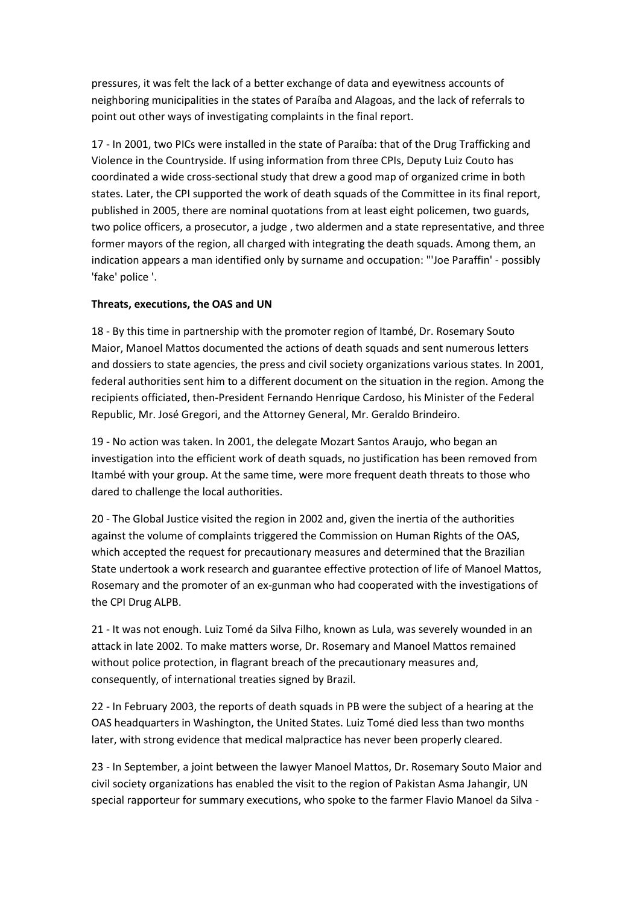pressures, it was felt the lack of a better exchange of data and eyewitness accounts of neighboring municipalities in the states of Paraíba and Alagoas, and the lack of referrals to point out other ways of investigating complaints in the final report.

17 - In 2001, two PICs were installed in the state of Paraíba: that of the Drug Trafficking and Violence in the Countryside. If using information from three CPIs, Deputy Luiz Couto has coordinated a wide cross-sectional study that drew a good map of organized crime in both states. Later, the CPI supported the work of death squads of the Committee in its final report, published in 2005, there are nominal quotations from at least eight policemen, two guards, two police officers, a prosecutor, a judge , two aldermen and a state representative, and three former mayors of the region, all charged with integrating the death squads. Among them, an indication appears a man identified only by surname and occupation: "'Joe Paraffin' - possibly 'fake' police '.

**Threats, executions, the OAS and UN**

18 - By this time in partnership with the promoter region of Itambé, Dr. Rosemary Souto Maior, Manoel Mattos documented the actions of death squads and sent numerous letters and dossiers to state agencies, the press and civil society organizations various states. In 2001, federal authorities sent him to a different document on the situation in the region. Among the recipients officiated, then-President Fernando Henrique Cardoso, his Minister of the Federal Republic, Mr. José Gregori, and the Attorney General, Mr. Geraldo Brindeiro.

19 - No action was taken. In 2001, the delegate Mozart Santos Araujo, who began an investigation into the efficient work of death squads, no justification has been removed from Itambé with your group. At the same time, were more frequent death threats to those who dared to challenge the local authorities.

20 - The Global Justice visited the region in 2002 and, given the inertia of the authorities against the volume of complaints triggered the Commission on Human Rights of the OAS, which accepted the request for precautionary measures and determined that the Brazilian State undertook a work research and guarantee effective protection of life of Manoel Mattos, Rosemary and the promoter of an ex-gunman who had cooperated with the investigations of the CPI Drug ALPB.

21 - It was not enough. Luiz Tomé da Silva Filho, known as Lula, was severely wounded in an attack in late 2002. To make matters worse, Dr. Rosemary and Manoel Mattos remained without police protection, in flagrant breach of the precautionary measures and, consequently, of international treaties signed by Brazil.

22 - In February 2003, the reports of death squads in PB were the subject of a hearing at the OAS headquarters in Washington, the United States. Luiz Tomé died less than two months later, with strong evidence that medical malpractice has never been properly cleared.

23 - In September, a joint between the lawyer Manoel Mattos, Dr. Rosemary Souto Maior and civil society organizations has enabled the visit to the region of Pakistan Asma Jahangir, UN special rapporteur for summary executions, who spoke to the farmer Flavio Manoel da Silva -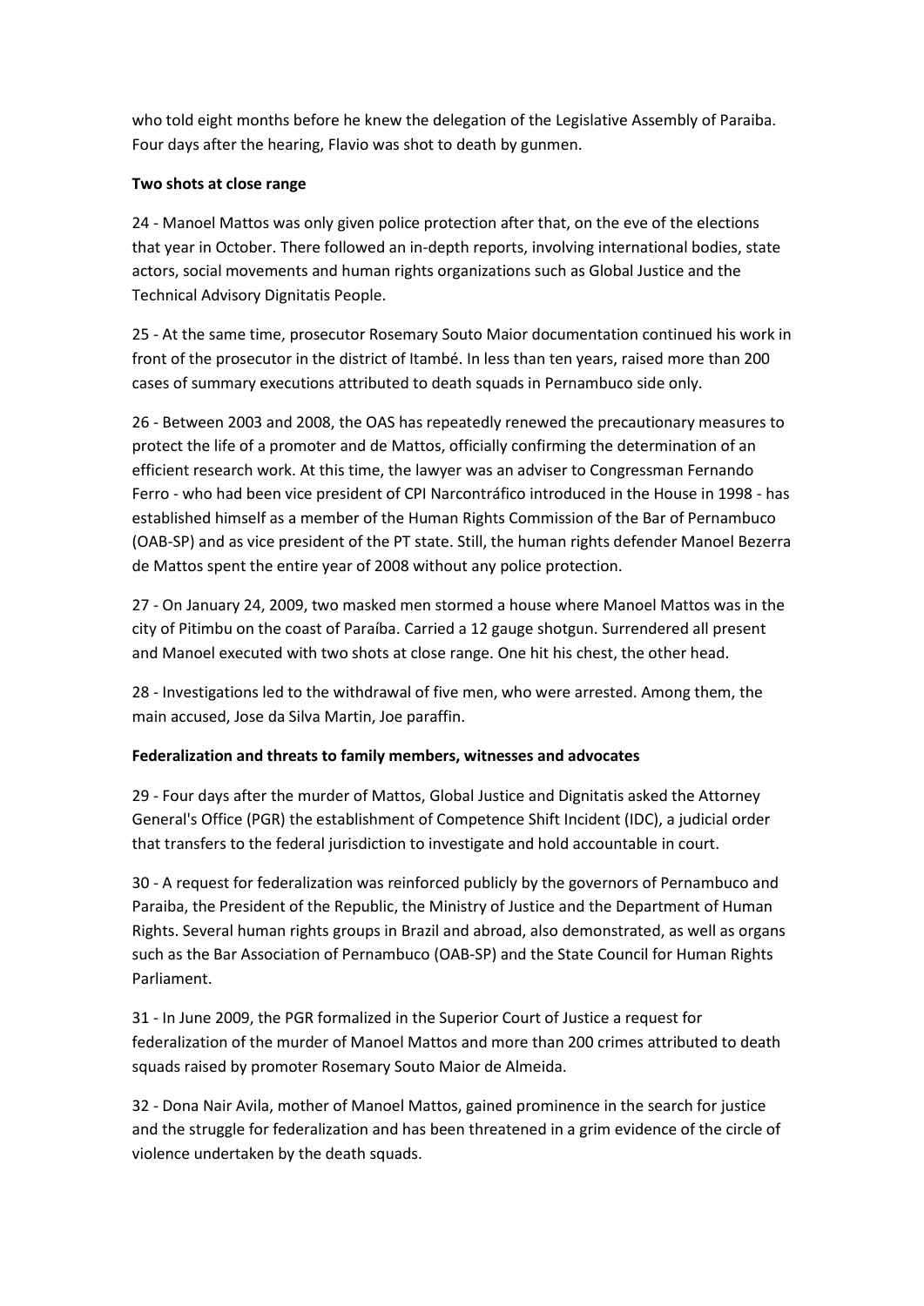who told eight months before he knew the delegation of the Legislative Assembly of Paraiba. Four days after the hearing, Flavio was shot to death by gunmen.

**Two shots at close range**

24 - Manoel Mattos was only given police protection after that, on the eve of the elections that year in October. There followed an in-depth reports, involving international bodies, state actors, social movements and human rights organizations such as Global Justice and the Technical Advisory Dignitatis People.

25 - At the same time, prosecutor Rosemary Souto Maior documentation continued his work in front of the prosecutor in the district of Itambé. In less than ten years, raised more than 200 cases of summary executions attributed to death squads in Pernambuco side only.

26 - Between 2003 and 2008, the OAS has repeatedly renewed the precautionary measures to protect the life of a promoter and de Mattos, officially confirming the determination of an efficient research work. At this time, the lawyer was an adviser to Congressman Fernando Ferro - who had been vice president of CPI Narcontráfico introduced in the House in 1998 - has established himself as a member of the Human Rights Commission of the Bar of Pernambuco (OAB-SP) and as vice president of the PT state. Still, the human rights defender Manoel Bezerra de Mattos spent the entire year of 2008 without any police protection.

27 - On January 24, 2009, two masked men stormed a house where Manoel Mattos was in the city of Pitimbu on the coast of Paraíba. Carried a 12 gauge shotgun. Surrendered all present and Manoel executed with two shots at close range. One hit his chest, the other head.

28 - Investigations led to the withdrawal of five men, who were arrested. Among them, the main accused, Jose da Silva Martin, Joe paraffin.

**Federalization and threats to family members, witnesses and advocates**

29 - Four days after the murder of Mattos, Global Justice and Dignitatis asked the Attorney General's Office (PGR) the establishment of Competence Shift Incident (IDC), a judicial order that transfers to the federal jurisdiction to investigate and hold accountable in court.

30 - A request for federalization was reinforced publicly by the governors of Pernambuco and Paraiba, the President of the Republic, the Ministry of Justice and the Department of Human Rights. Several human rights groups in Brazil and abroad, also demonstrated, as well as organs such as the Bar Association of Pernambuco (OAB-SP) and the State Council for Human Rights Parliament.

31 - In June 2009, the PGR formalized in the Superior Court of Justice a request for federalization of the murder of Manoel Mattos and more than 200 crimes attributed to death squads raised by promoter Rosemary Souto Maior de Almeida.

32 - Dona Nair Avila, mother of Manoel Mattos, gained prominence in the search for justice and the struggle for federalization and has been threatened in a grim evidence of the circle of violence undertaken by the death squads.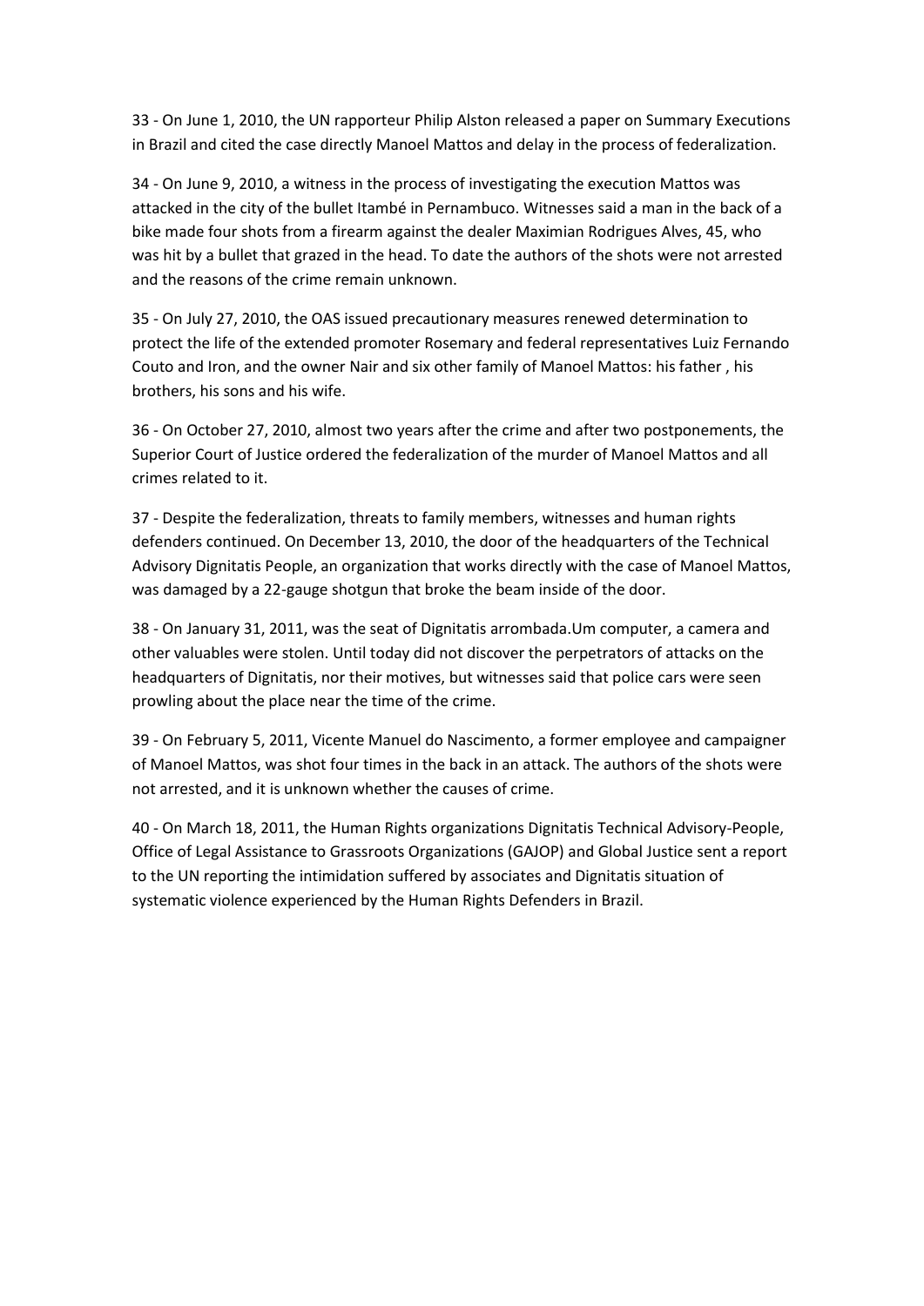33 - On June 1, 2010, the UN rapporteur Philip Alston released a paper on Summary Executions in Brazil and cited the case directly Manoel Mattos and delay in the process of federalization.

34 - On June 9, 2010, a witness in the process of investigating the execution Mattos was attacked in the city of the bullet Itambé in Pernambuco. Witnesses said a man in the back of a bike made four shots from a firearm against the dealer Maximian Rodrigues Alves, 45, who was hit by a bullet that grazed in the head. To date the authors of the shots were not arrested and the reasons of the crime remain unknown.

35 - On July 27, 2010, the OAS issued precautionary measures renewed determination to protect the life of the extended promoter Rosemary and federal representatives Luiz Fernando Couto and Iron, and the owner Nair and six other family of Manoel Mattos: his father , his brothers, his sons and his wife.

36 - On October 27, 2010, almost two years after the crime and after two postponements, the Superior Court of Justice ordered the federalization of the murder of Manoel Mattos and all crimes related to it.

37 - Despite the federalization, threats to family members, witnesses and human rights defenders continued. On December 13, 2010, the door of the headquarters of the Technical Advisory Dignitatis People, an organization that works directly with the case of Manoel Mattos, was damaged by a 22-gauge shotgun that broke the beam inside of the door.

38 - On January 31, 2011, was the seat of Dignitatis arrombada.Um computer, a camera and other valuables were stolen. Until today did not discover the perpetrators of attacks on the headquarters of Dignitatis, nor their motives, but witnesses said that police cars were seen prowling about the place near the time of the crime.

39 - On February 5, 2011, Vicente Manuel do Nascimento, a former employee and campaigner of Manoel Mattos, was shot four times in the back in an attack. The authors of the shots were not arrested, and it is unknown whether the causes of crime.

40 - On March 18, 2011, the Human Rights organizations Dignitatis Technical Advisory-People, Office of Legal Assistance to Grassroots Organizations (GAJOP) and Global Justice sent a report to the UN reporting the intimidation suffered by associates and Dignitatis situation of systematic violence experienced by the Human Rights Defenders in Brazil.